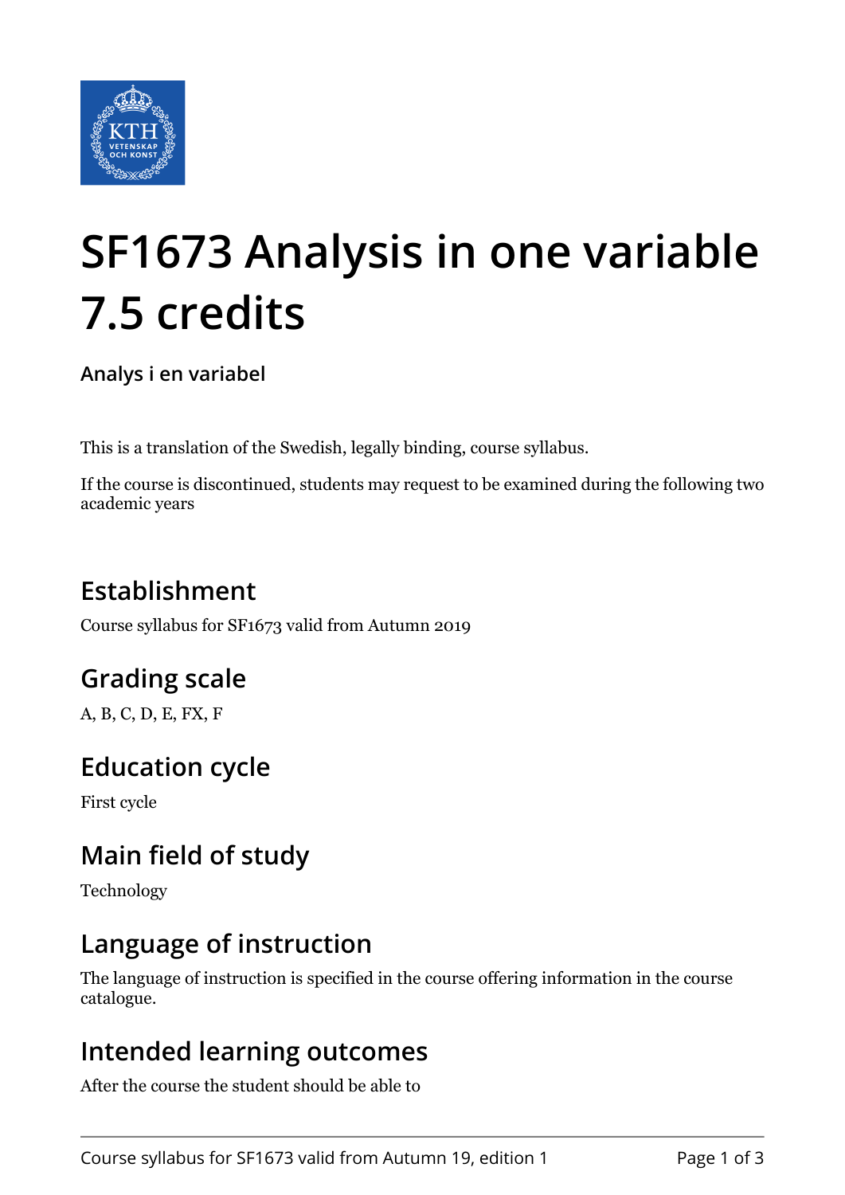# SF1673 Analysis in one variable 7.5 credits

**Analys i en variabel**

This is a translation of the Swedish, legally binding, course syllabus.

If the course is discontinued, students may request to be examined during the following two academic years

## Establishment

Course syllabus for SF1673 valid from Autumn 2019

## Grading scale

A, B, C, D, E, FX, F

## Education cycle

First cycle

## Main field of study

Technology

## Language of instruction

The language of instruction is specified in the course offering information in the course catalogue.

## Intended learning outcomes

After the course the student should be able to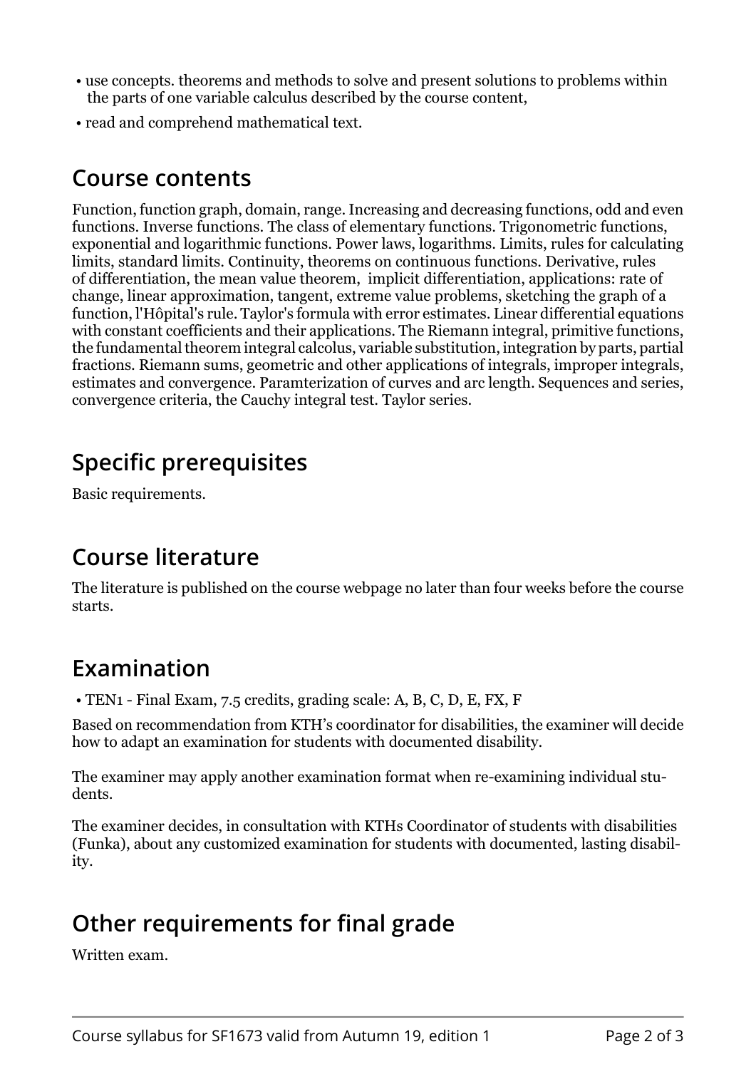- use concepts. theorems and methods to solve and present solutions to problems within the parts of one variable calculus described by the course content,
- read and comprehend mathematical text.

## Course contents

Function, function graph, domain, range. Increasing and decreasing functions, odd and even functions. Inverse functions. The class of elementary functions. Trigonometric functions, exponential and logarithmic functions. Power laws, logarithms. Limits, rules for calculating limits, standard limits. Continuity, theorems on continuous functions. Derivative, rules of differentiation, the mean value theorem, implicit differentiation, applications: rate of change, linear approximation, tangent, extreme value problems, sketching the graph of a function, l'Hôpital's rule. Taylor's formula with error estimates. Linear differential equations with constant coefficients and their applications. The Riemann integral, primitive functions, the fundamental theorem integral calculus, variable substitution, integration by parts, partial fractions. Riemann sums, geometric and other applications of integrals, improper integrals, estimates and convergence. Paramterization of curves and arc length. Sequences and series, convergence criteria, the Cauchy integral test. Taylor series.

## Specific prerequisites

Basic requirements.

## Course literature

The literature is published on the course webpage no later than four weeks before the course starts.

## Examination

- TEN1 - Final Exam, 7.5 credits, grading scale: A, B, C, D, E, FX, F

Based on recommendation from KTH's coordinator for disabilities, the examiner will decide how to adapt an examination for students with documented disability.

The examiner may apply another examination format when re-examining individual students.

The examiner decides, in consultation with KTHs Coordinator of students with disabilities (Funka), about any customized examination for students with documented, lasting disability.

## Other requirements for final grade

Written exam.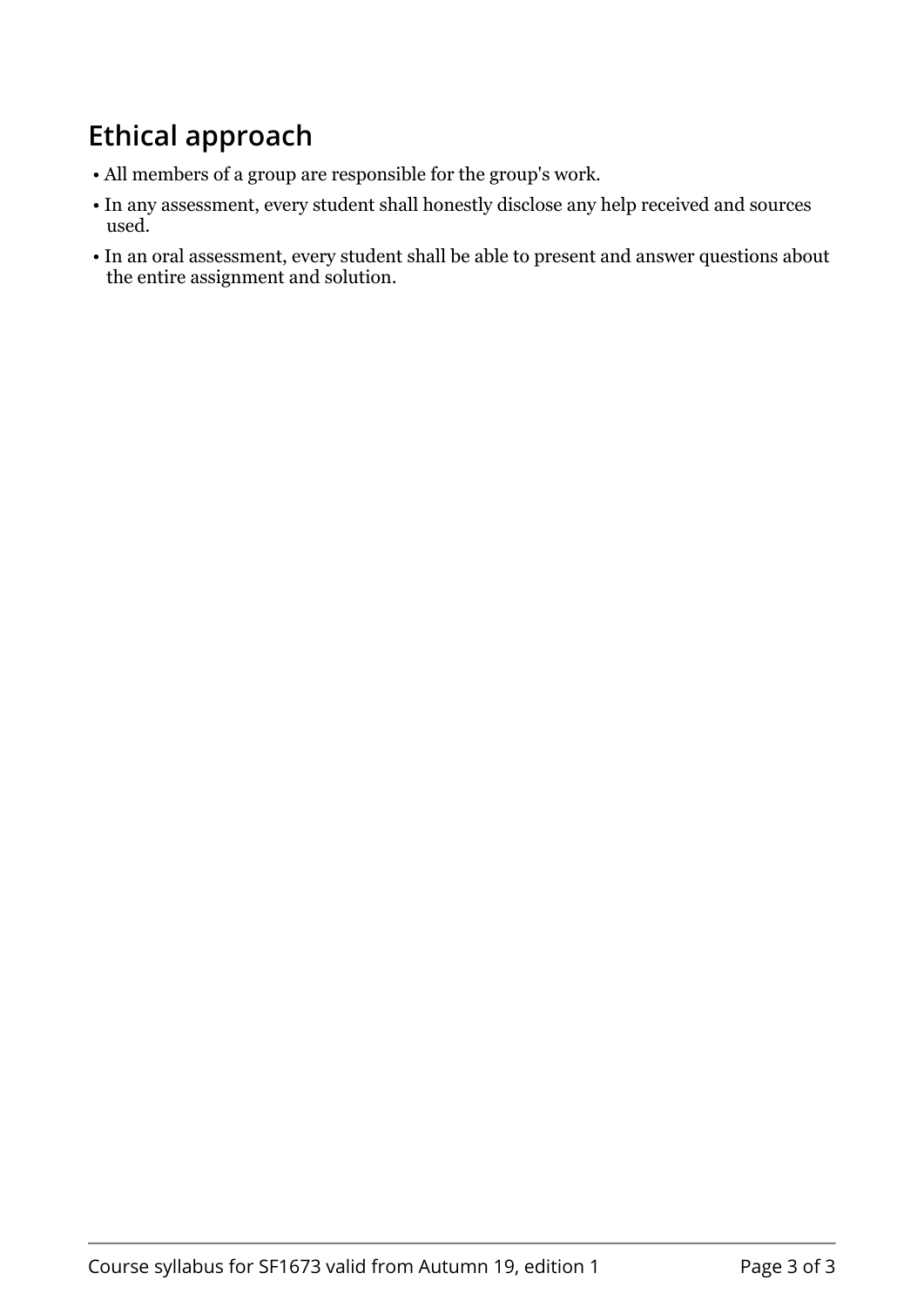## Ethical approach

- All members of a group are responsible for the group's work.
- In any assessment, every student shall honestly disclose any help received and sources used.
- In an oral assessment, every student shall be able to present and answer questions about the entire assignment and solution.